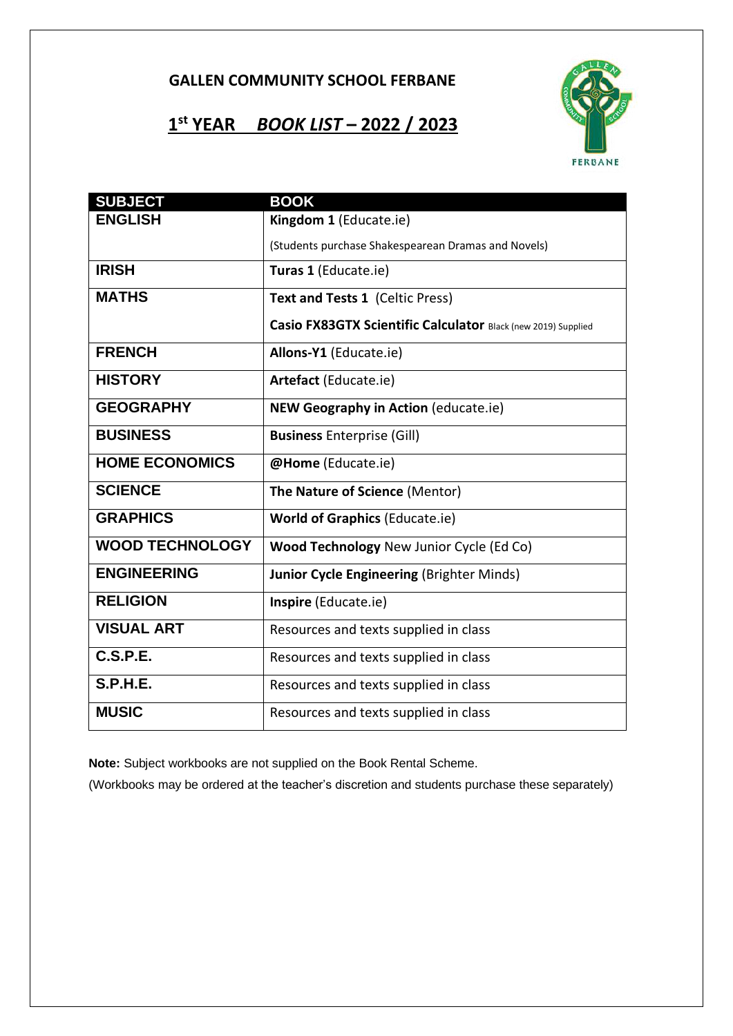# GALLEN COMMUNITY SCHOOL FERBANE

## 1st YEAR *BOOK LIST* – 2022 / 2023

| SUBJECT | BOOK |
|---|---|
| ENGLISH | **Kingdom 1** (Educate.ie)<br>(Students purchase Shakespearean Dramas and Novels) |
| IRISH | **Turas 1** (Educate.ie) |
| MATHS | **Text and Tests 1** (Celtic Press)<br>**Casio FX83GTX Scientific Calculator** Black (new 2019) Supplied |
| FRENCH | **Allons-Y1** (Educate.ie) |
| HISTORY | **Artefact** (Educate.ie) |
| GEOGRAPHY | **NEW Geography in Action** (educate.ie) |
| BUSINESS | **Business** Enterprise (Gill) |
| HOME ECONOMICS | **@Home** (Educate.ie) |
| SCIENCE | **The Nature of Science** (Mentor) |
| GRAPHICS | **World of Graphics** (Educate.ie) |
| WOOD TECHNOLOGY | **Wood Technology** New Junior Cycle (Ed Co) |
| ENGINEERING | **Junior Cycle Engineering** (Brighter Minds) |
| RELIGION | **Inspire** (Educate.ie) |
| VISUAL ART | Resources and texts supplied in class |
| C.S.P.E. | Resources and texts supplied in class |
| S.P.H.E. | Resources and texts supplied in class |
| MUSIC | Resources and texts supplied in class |

**Note:** Subject workbooks are not supplied on the Book Rental Scheme.

(Workbooks may be ordered at the teacher's discretion and students purchase these separately)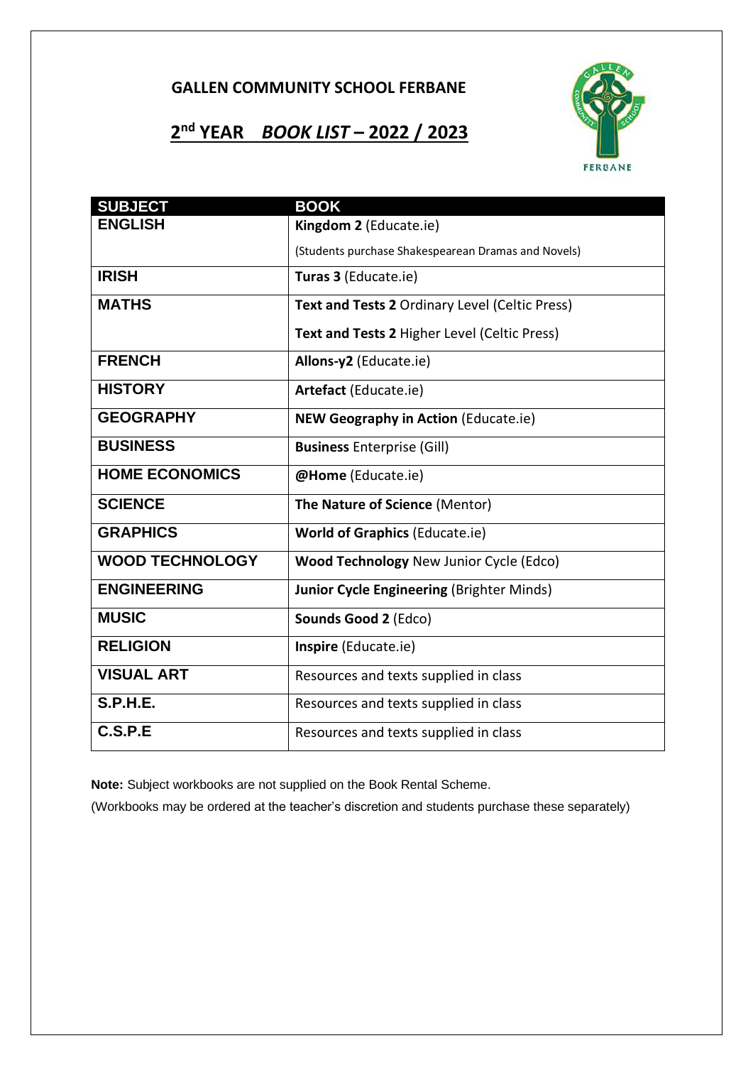# GALLEN COMMUNITY SCHOOL FERBANE

## 2nd YEAR *BOOK LIST* – 2022 / 2023

| SUBJECT | BOOK |
|---|---|
| ENGLISH | **Kingdom 2** (Educate.ie)<br>(Students purchase Shakespearean Dramas and Novels) |
| IRISH | **Turas 3** (Educate.ie) |
| MATHS | **Text and Tests 2** Ordinary Level (Celtic Press)<br>**Text and Tests 2** Higher Level (Celtic Press) |
| FRENCH | **Allons-y2** (Educate.ie) |
| HISTORY | **Artefact** (Educate.ie) |
| GEOGRAPHY | **NEW Geography in Action** (Educate.ie) |
| BUSINESS | **Business** Enterprise (Gill) |
| HOME ECONOMICS | **@Home** (Educate.ie) |
| SCIENCE | **The Nature of Science** (Mentor) |
| GRAPHICS | **World of Graphics** (Educate.ie) |
| WOOD TECHNOLOGY | **Wood Technology** New Junior Cycle (Edco) |
| ENGINEERING | **Junior Cycle Engineering** (Brighter Minds) |
| MUSIC | **Sounds Good 2** (Edco) |
| RELIGION | **Inspire** (Educate.ie) |
| VISUAL ART | Resources and texts supplied in class |
| S.P.H.E. | Resources and texts supplied in class |
| C.S.P.E | Resources and texts supplied in class |

**Note:** Subject workbooks are not supplied on the Book Rental Scheme.

(Workbooks may be ordered at the teacher's discretion and students purchase these separately)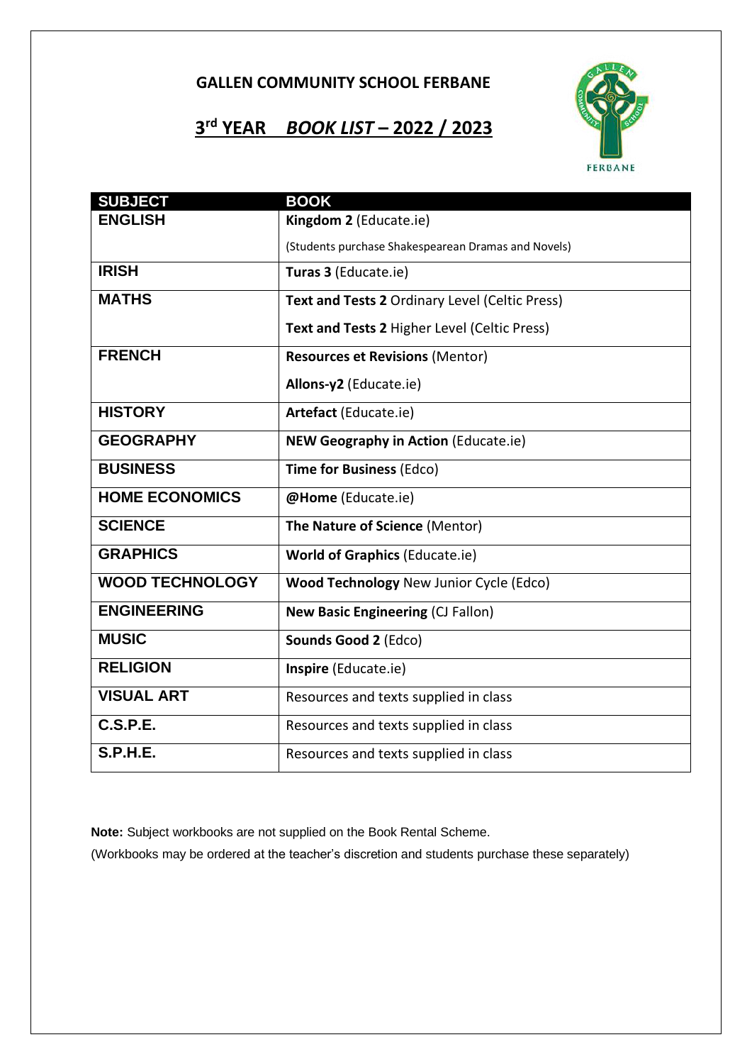# GALLEN COMMUNITY SCHOOL FERBANE

## 3rd YEAR *BOOK LIST* – 2022 / 2023

| SUBJECT | BOOK |
|---|---|
| ENGLISH | **Kingdom 2** (Educate.ie)<br>(Students purchase Shakespearean Dramas and Novels) |
| IRISH | **Turas 3** (Educate.ie) |
| MATHS | **Text and Tests 2** Ordinary Level (Celtic Press)<br>**Text and Tests 2** Higher Level (Celtic Press) |
| FRENCH | **Resources et Revisions** (Mentor)<br>**Allons-y2** (Educate.ie) |
| HISTORY | **Artefact** (Educate.ie) |
| GEOGRAPHY | **NEW Geography in Action** (Educate.ie) |
| BUSINESS | **Time for Business** (Edco) |
| HOME ECONOMICS | **@Home** (Educate.ie) |
| SCIENCE | **The Nature of Science** (Mentor) |
| GRAPHICS | **World of Graphics** (Educate.ie) |
| WOOD TECHNOLOGY | **Wood Technology** New Junior Cycle (Edco) |
| ENGINEERING | **New Basic Engineering** (CJ Fallon) |
| MUSIC | **Sounds Good 2** (Edco) |
| RELIGION | **Inspire** (Educate.ie) |
| VISUAL ART | Resources and texts supplied in class |
| C.S.P.E. | Resources and texts supplied in class |
| S.P.H.E. | Resources and texts supplied in class |

**Note:** Subject workbooks are not supplied on the Book Rental Scheme.

(Workbooks may be ordered at the teacher's discretion and students purchase these separately)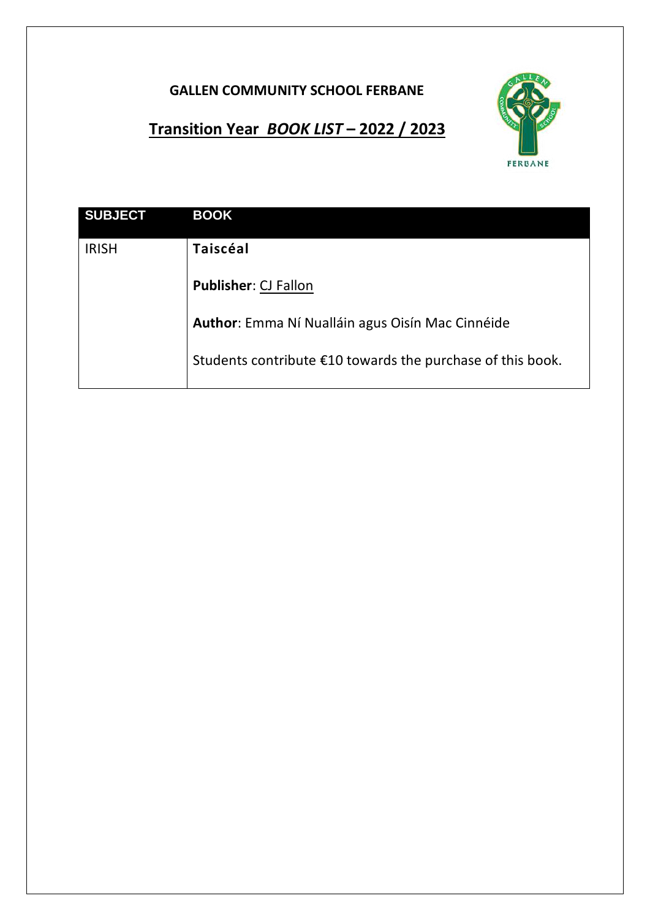**GALLEN COMMUNITY SCHOOL FERBANE**

## Transition Year *BOOK LIST* – 2022 / 2023

| SUBJECT | BOOK |
|---|---|
| IRISH | **Taiscéal**<br><br>**Publisher**: CJ Fallon<br><br>**Author**: Emma Ní Nualláin agus Oisín Mac Cinnéide<br><br>Students contribute €10 towards the purchase of this book. |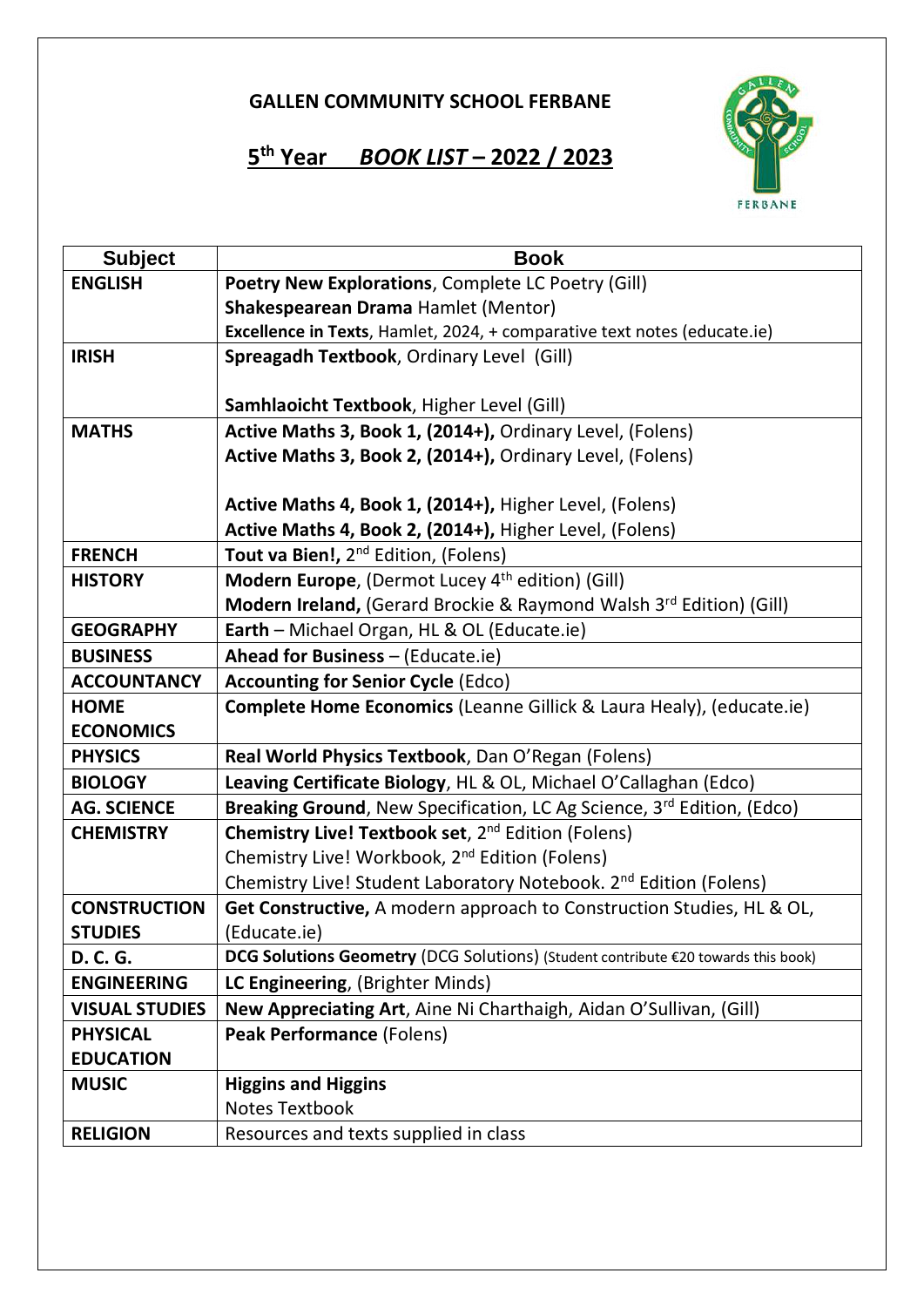# GALLEN COMMUNITY SCHOOL FERBANE

## 5th Year *BOOK LIST* – 2022 / 2023

| Subject | Book |
|---|---|
| **ENGLISH** | **Poetry New Explorations**, Complete LC Poetry (Gill)<br>**Shakespearean Drama** Hamlet (Mentor)<br>**Excellence in Texts**, Hamlet, 2024, + comparative text notes (educate.ie) |
| **IRISH** | **Spreagadh Textbook**, Ordinary Level (Gill)<br><br>**Samhlaoicht Textbook**, Higher Level (Gill) |
| **MATHS** | **Active Maths 3, Book 1, (2014+),** Ordinary Level, (Folens)<br>**Active Maths 3, Book 2, (2014+),** Ordinary Level, (Folens)<br><br>**Active Maths 4, Book 1, (2014+),** Higher Level, (Folens)<br>**Active Maths 4, Book 2, (2014+),** Higher Level, (Folens) |
| **FRENCH** | **Tout va Bien!,** 2nd Edition, (Folens) |
| **HISTORY** | **Modern Europe**, (Dermot Lucey 4th edition) (Gill)<br>**Modern Ireland,** (Gerard Brockie & Raymond Walsh 3rd Edition) (Gill) |
| **GEOGRAPHY** | **Earth** – Michael Organ, HL & OL (Educate.ie) |
| **BUSINESS** | **Ahead for Business** – (Educate.ie) |
| **ACCOUNTANCY** | **Accounting for Senior Cycle** (Edco) |
| **HOME ECONOMICS** | **Complete Home Economics** (Leanne Gillick & Laura Healy), (educate.ie) |
| **PHYSICS** | **Real World Physics Textbook**, Dan O'Regan (Folens) |
| **BIOLOGY** | **Leaving Certificate Biology**, HL & OL, Michael O'Callaghan (Edco) |
| **AG. SCIENCE** | **Breaking Ground**, New Specification, LC Ag Science, 3rd Edition, (Edco) |
| **CHEMISTRY** | **Chemistry Live! Textbook set**, 2nd Edition (Folens)<br>Chemistry Live! Workbook, 2nd Edition (Folens)<br>Chemistry Live! Student Laboratory Notebook. 2nd Edition (Folens) |
| **CONSTRUCTION STUDIES** | **Get Constructive,** A modern approach to Construction Studies, HL & OL, (Educate.ie) |
| **D. C. G.** | **DCG Solutions Geometry** (DCG Solutions) (Student contribute €20 towards this book) |
| **ENGINEERING** | **LC Engineering**, (Brighter Minds) |
| **VISUAL STUDIES** | **New Appreciating Art**, Aine Ni Charthaigh, Aidan O'Sullivan, (Gill) |
| **PHYSICAL EDUCATION** | **Peak Performance** (Folens) |
| **MUSIC** | **Higgins and Higgins**<br>Notes Textbook |
| **RELIGION** | Resources and texts supplied in class |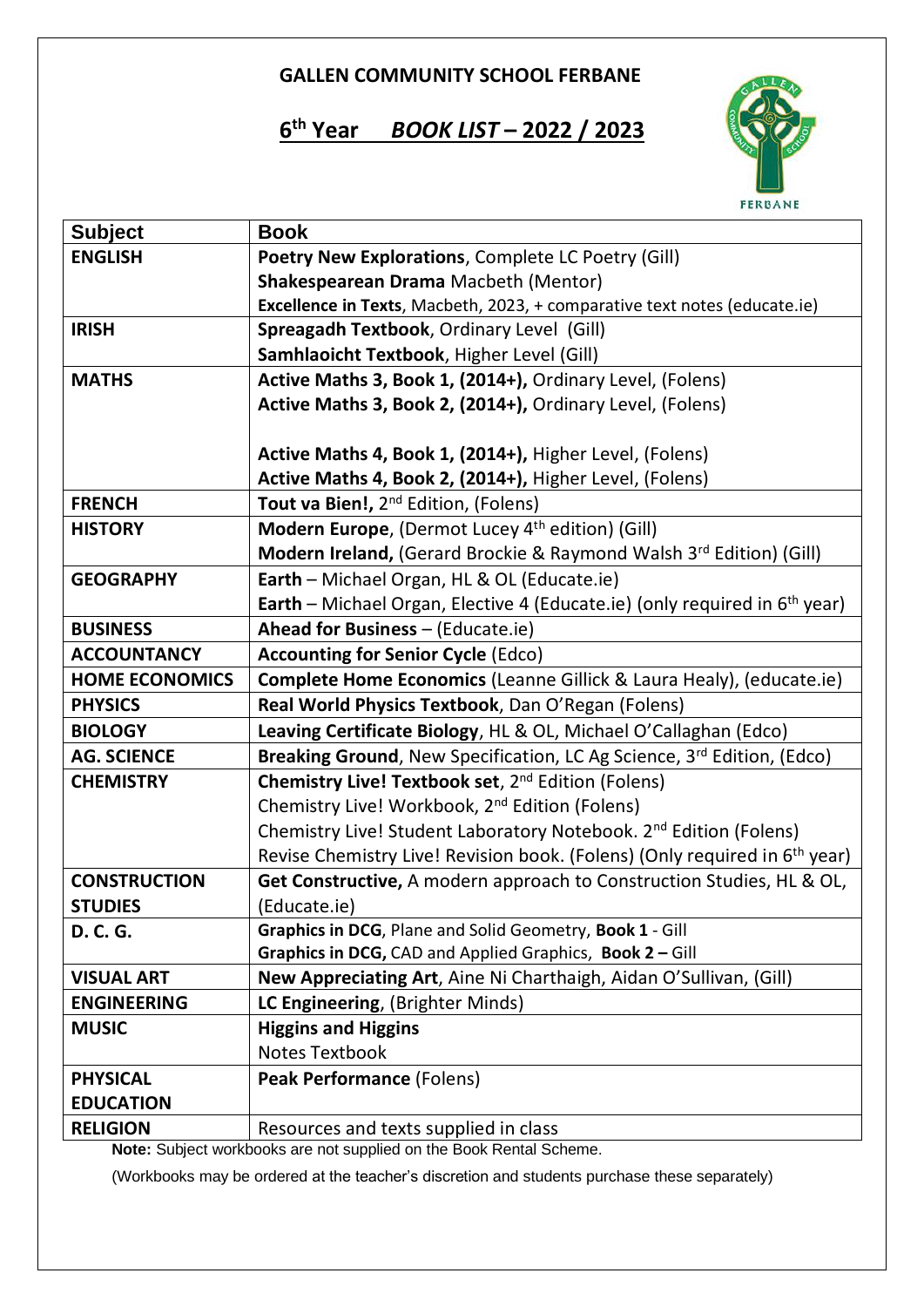**GALLEN COMMUNITY SCHOOL FERBANE**

## 6th Year *BOOK LIST* – 2022 / 2023

| Subject | Book |
|---|---|
| **ENGLISH** | **Poetry New Explorations**, Complete LC Poetry (Gill)<br>**Shakespearean Drama** Macbeth (Mentor)<br>**Excellence in Texts**, Macbeth, 2023, + comparative text notes (educate.ie) |
| **IRISH** | **Spreagadh Textbook**, Ordinary Level (Gill)<br>**Samhlaoicht Textbook**, Higher Level (Gill) |
| **MATHS** | **Active Maths 3, Book 1, (2014+),** Ordinary Level, (Folens)<br>**Active Maths 3, Book 2, (2014+),** Ordinary Level, (Folens)<br><br>**Active Maths 4, Book 1, (2014+),** Higher Level, (Folens)<br>**Active Maths 4, Book 2, (2014+),** Higher Level, (Folens) |
| **FRENCH** | **Tout va Bien!,** 2nd Edition, (Folens) |
| **HISTORY** | **Modern Europe**, (Dermot Lucey 4th edition) (Gill)<br>**Modern Ireland,** (Gerard Brockie & Raymond Walsh 3rd Edition) (Gill) |
| **GEOGRAPHY** | **Earth** – Michael Organ, HL & OL (Educate.ie)<br>**Earth** – Michael Organ, Elective 4 (Educate.ie) (only required in 6th year) |
| **BUSINESS** | **Ahead for Business** – (Educate.ie) |
| **ACCOUNTANCY** | **Accounting for Senior Cycle** (Edco) |
| **HOME ECONOMICS** | **Complete Home Economics** (Leanne Gillick & Laura Healy), (educate.ie) |
| **PHYSICS** | **Real World Physics Textbook**, Dan O'Regan (Folens) |
| **BIOLOGY** | **Leaving Certificate Biology**, HL & OL, Michael O'Callaghan (Edco) |
| **AG. SCIENCE** | **Breaking Ground**, New Specification, LC Ag Science, 3rd Edition, (Edco) |
| **CHEMISTRY** | **Chemistry Live! Textbook set**, 2nd Edition (Folens)<br>Chemistry Live! Workbook, 2nd Edition (Folens)<br>Chemistry Live! Student Laboratory Notebook. 2nd Edition (Folens)<br>Revise Chemistry Live! Revision book. (Folens) (Only required in 6th year) |
| **CONSTRUCTION STUDIES** | **Get Constructive,** A modern approach to Construction Studies, HL & OL, (Educate.ie) |
| **D. C. G.** | **Graphics in DCG**, Plane and Solid Geometry, **Book 1** - Gill<br>**Graphics in DCG,** CAD and Applied Graphics, **Book 2 –** Gill |
| **VISUAL ART** | **New Appreciating Art**, Aine Ni Charthaigh, Aidan O'Sullivan, (Gill) |
| **ENGINEERING** | **LC Engineering**, (Brighter Minds) |
| **MUSIC** | **Higgins and Higgins**<br>Notes Textbook |
| **PHYSICAL EDUCATION** | **Peak Performance** (Folens) |
| **RELIGION** | Resources and texts supplied in class |

**Note:** Subject workbooks are not supplied on the Book Rental Scheme.

(Workbooks may be ordered at the teacher's discretion and students purchase these separately)